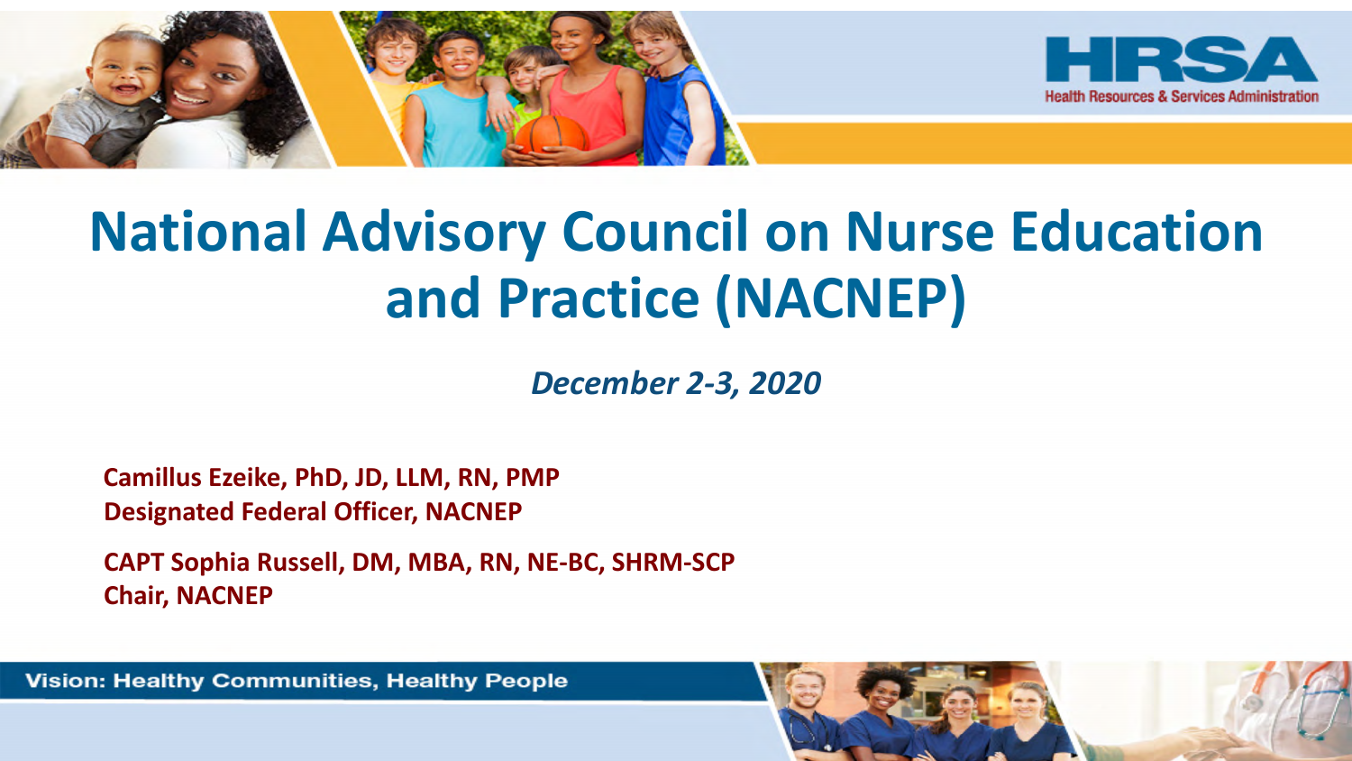# National Advisory Council on Nurse Education and Practice (NACNEP)

*December 2-3, 2020*

**Camillus Ezeike, PhD, JD, LLM, RN, PMP**
**Designated Federal Officer, NACNEP**

**CAPT Sophia Russell, DM, MBA, RN, NE-BC, SHRM-SCP**
**Chair, NACNEP**

Vision: Healthy Communities, Healthy People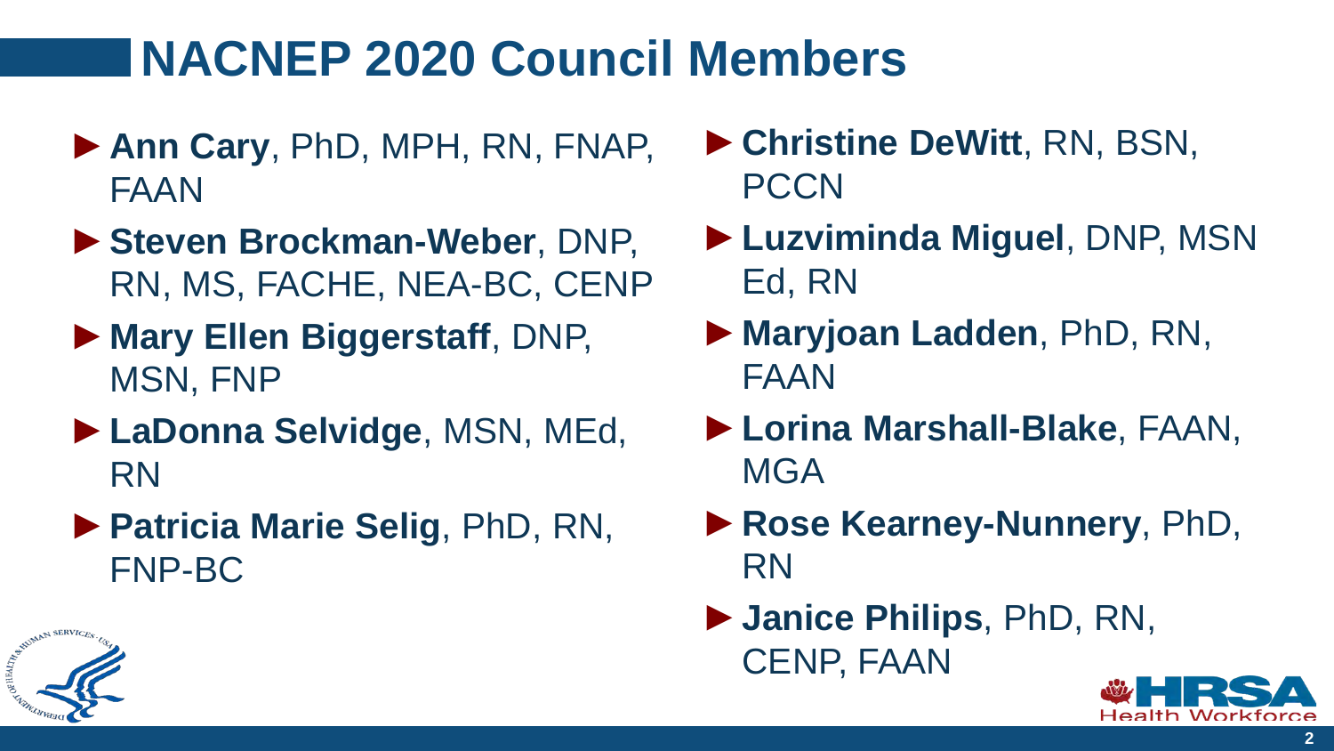# NACNEP 2020 Council Members

- **Ann Cary**, PhD, MPH, RN, FNAP, FAAN
- **Steven Brockman-Weber**, DNP, RN, MS, FACHE, NEA-BC, CENP
- **Mary Ellen Biggerstaff**, DNP, MSN, FNP
- **LaDonna Selvidge**, MSN, MEd, RN
- **Patricia Marie Selig**, PhD, RN, FNP-BC
- **Christine DeWitt**, RN, BSN, PCCN
- **Luzviminda Miguel**, DNP, MSN Ed, RN
- **Maryjoan Ladden**, PhD, RN, FAAN
- **Lorina Marshall-Blake**, FAAN, MGA
- **Rose Kearney-Nunnery**, PhD, RN
- **Janice Philips**, PhD, RN, CENP, FAAN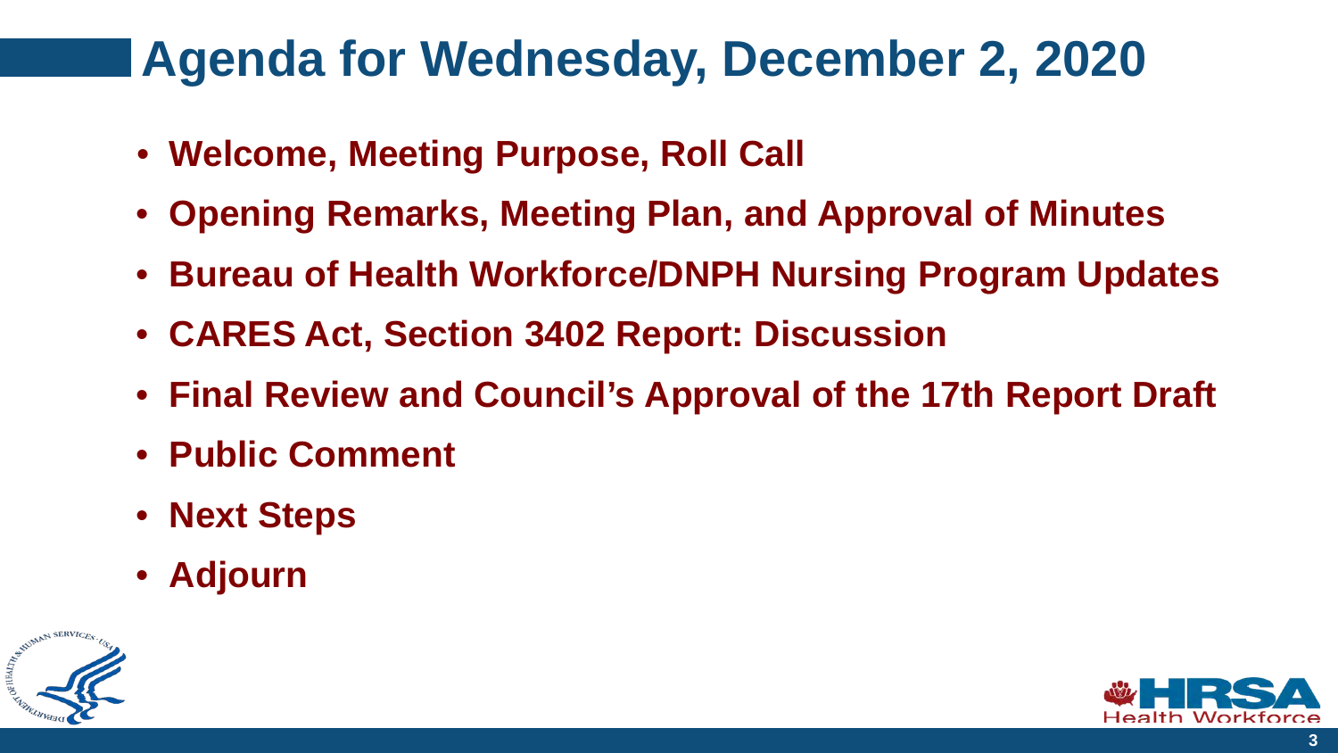# Agenda for Wednesday, December 2, 2020

- **Welcome, Meeting Purpose, Roll Call**
- **Opening Remarks, Meeting Plan, and Approval of Minutes**
- **Bureau of Health Workforce/DNPH Nursing Program Updates**
- **CARES Act, Section 3402 Report: Discussion**
- **Final Review and Council's Approval of the 17th Report Draft**
- **Public Comment**
- **Next Steps**
- **Adjourn**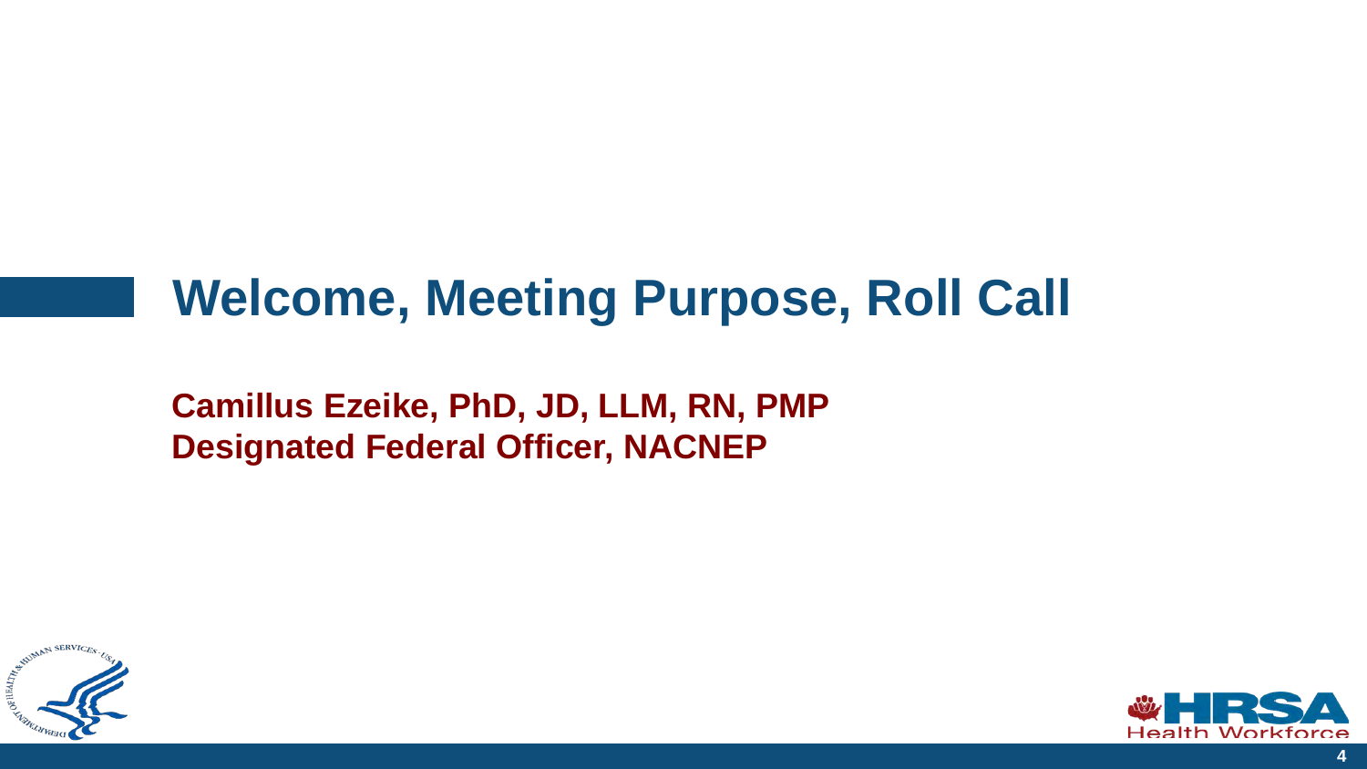# Welcome, Meeting Purpose, Roll Call

**Camillus Ezeike, PhD, JD, LLM, RN, PMP**
**Designated Federal Officer, NACNEP**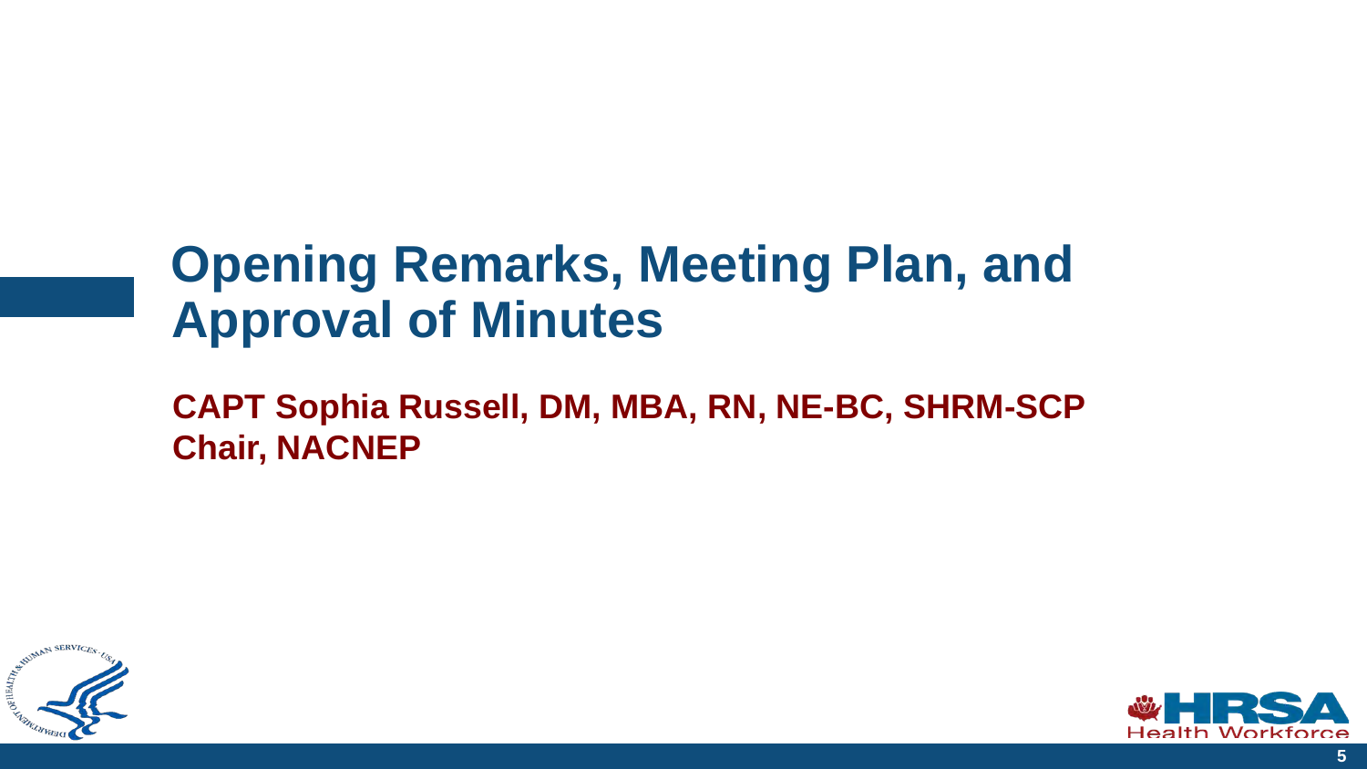# Opening Remarks, Meeting Plan, and Approval of Minutes

**CAPT Sophia Russell, DM, MBA, RN, NE-BC, SHRM-SCP**
**Chair, NACNEP**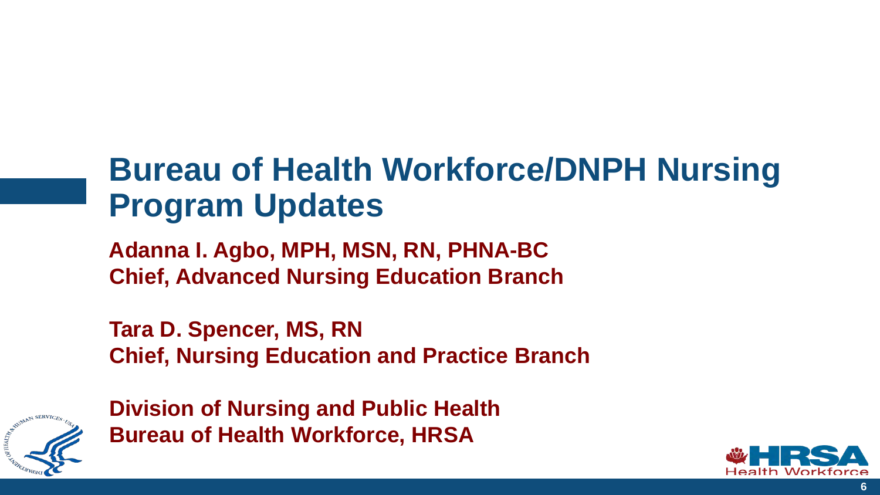# Bureau of Health Workforce/DNPH Nursing Program Updates

**Adanna I. Agbo, MPH, MSN, RN, PHNA-BC**
**Chief, Advanced Nursing Education Branch**

**Tara D. Spencer, MS, RN**
**Chief, Nursing Education and Practice Branch**

**Division of Nursing and Public Health**
**Bureau of Health Workforce, HRSA**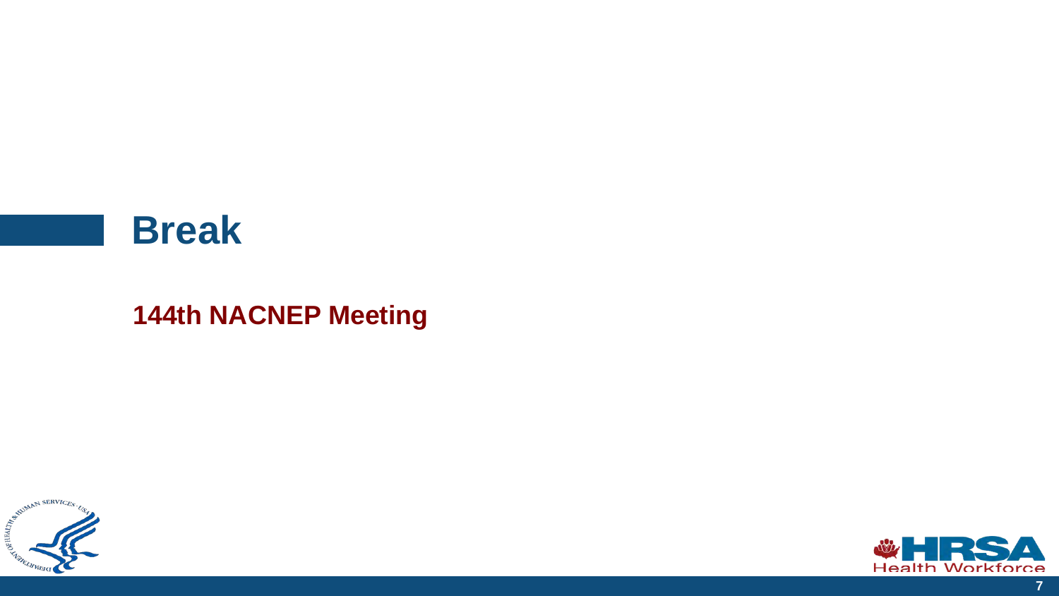# Break

**144th NACNEP Meeting**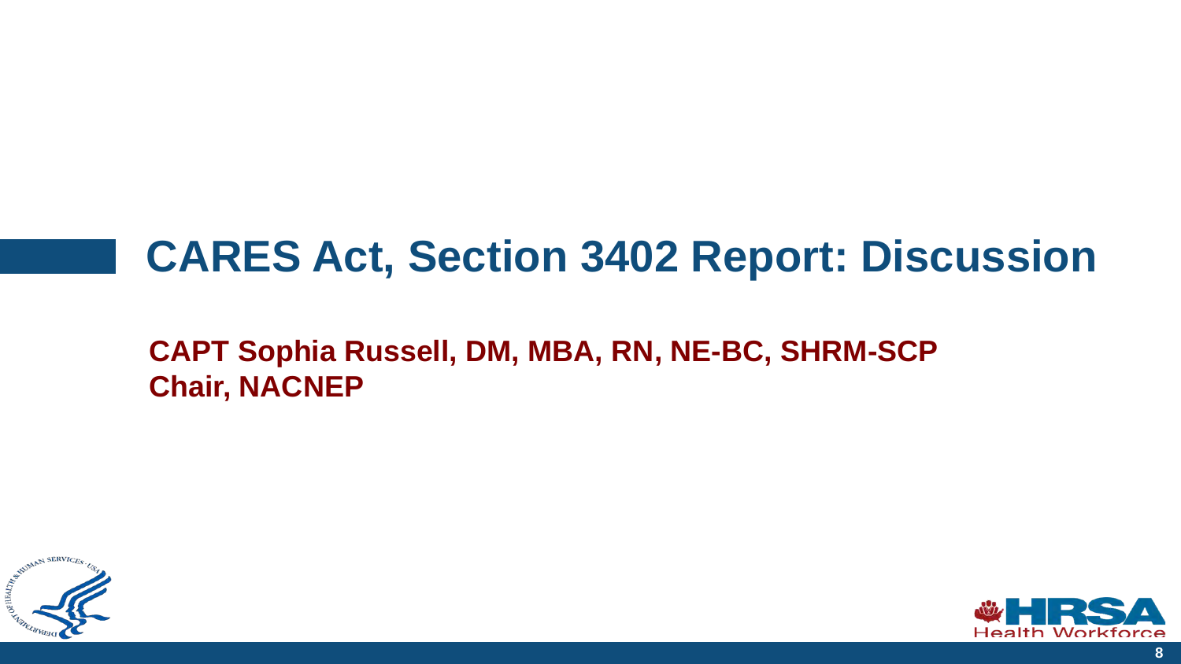# CARES Act, Section 3402 Report: Discussion

**CAPT Sophia Russell, DM, MBA, RN, NE-BC, SHRM-SCP**
**Chair, NACNEP**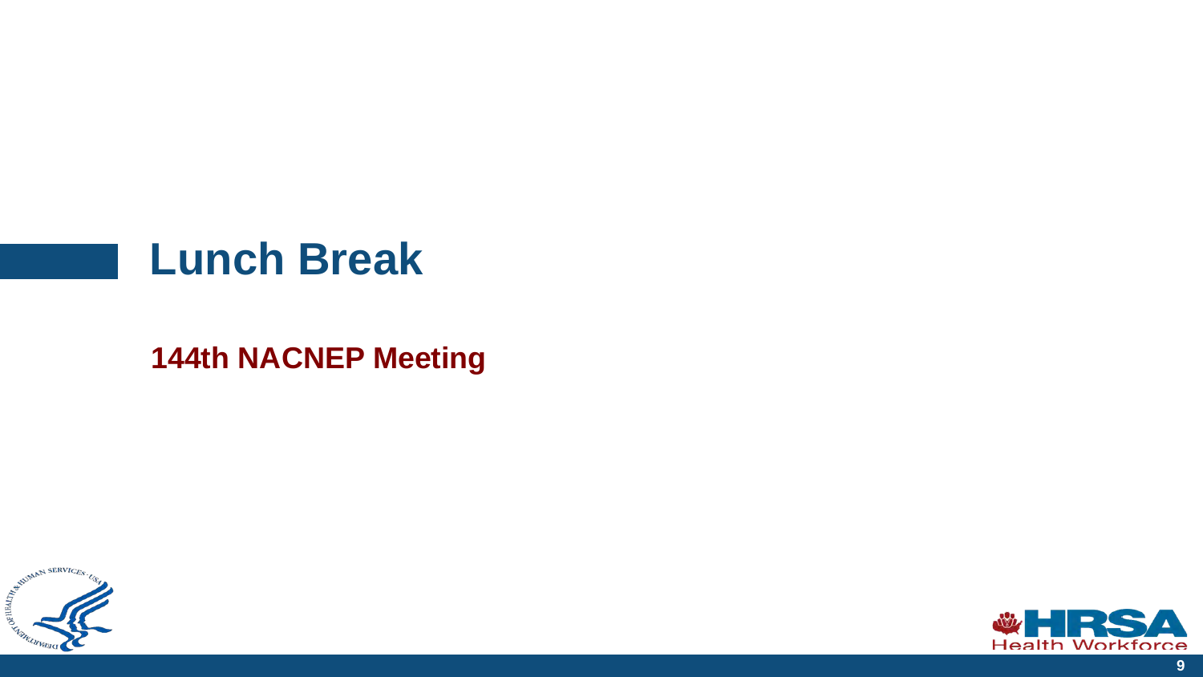# Lunch Break

**144th NACNEP Meeting**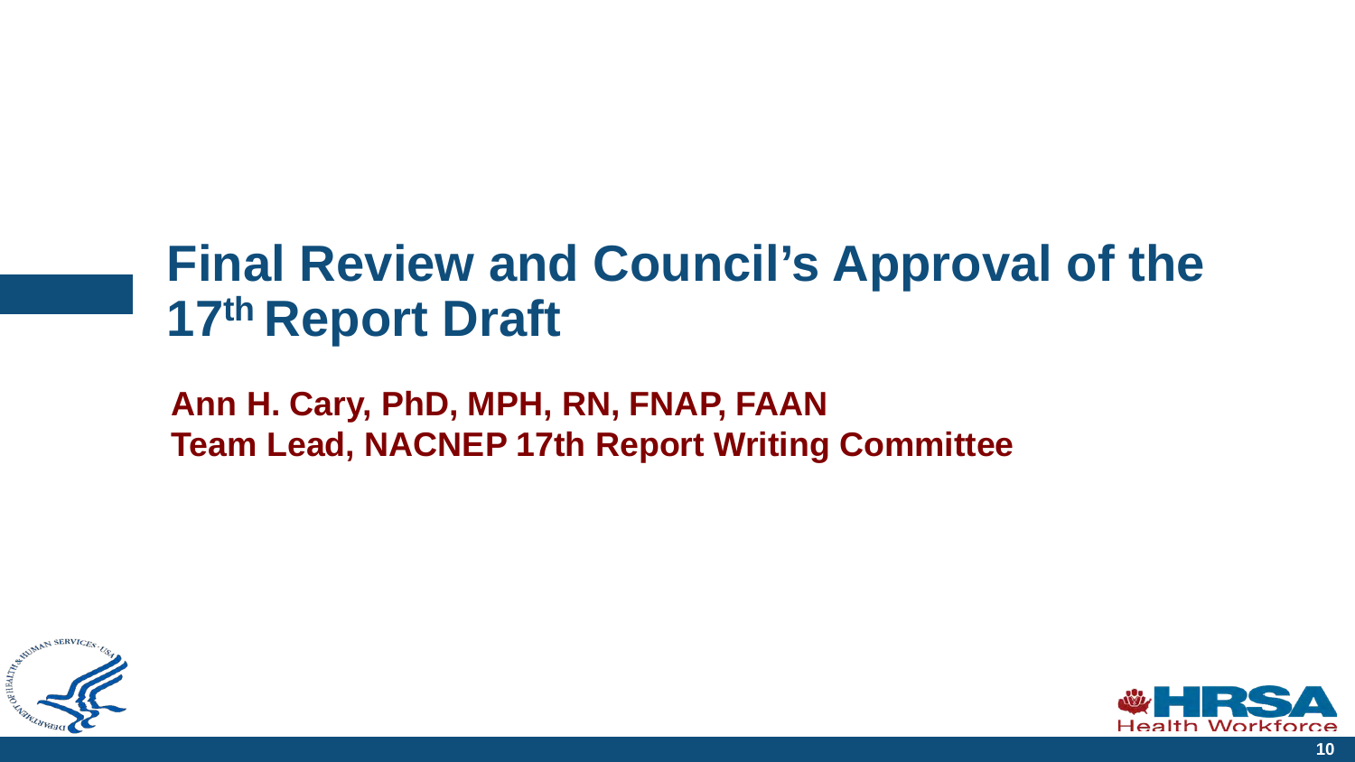# Final Review and Council's Approval of the 17th Report Draft

**Ann H. Cary, PhD, MPH, RN, FNAP, FAAN**
**Team Lead, NACNEP 17th Report Writing Committee**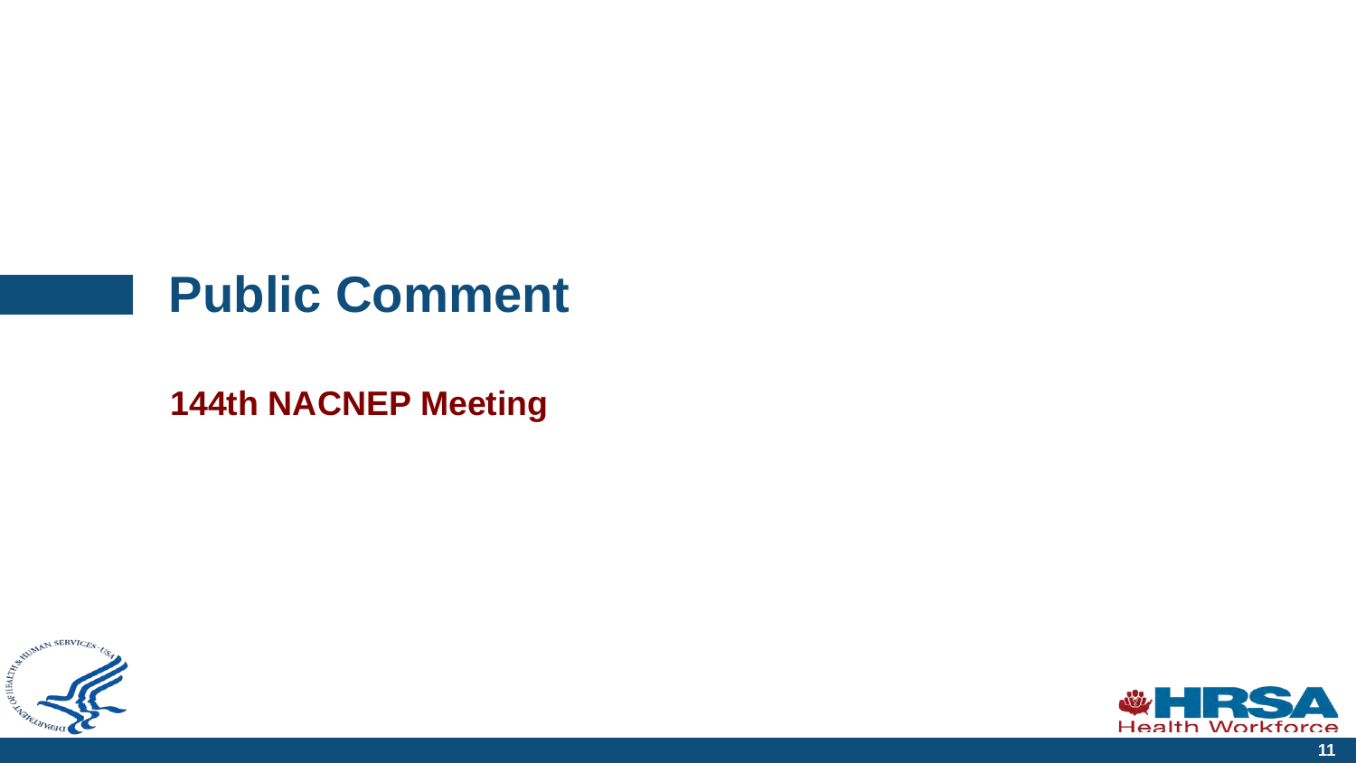# Public Comment

**144th NACNEP Meeting**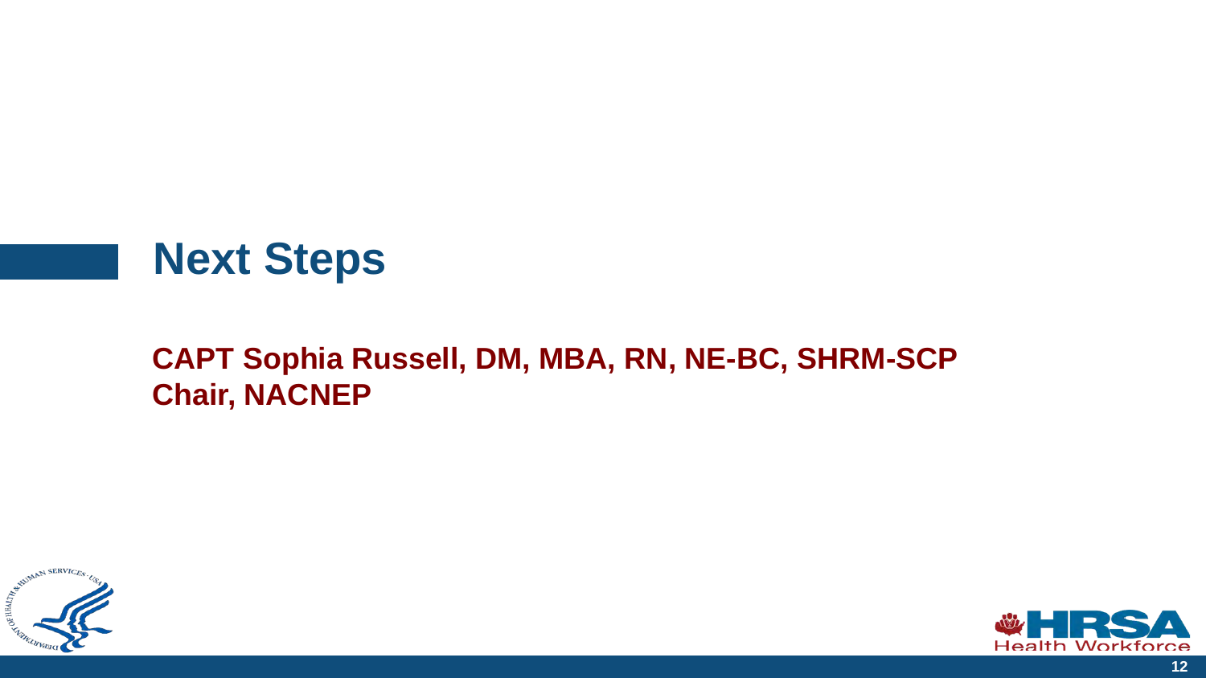# Next Steps

**CAPT Sophia Russell, DM, MBA, RN, NE-BC, SHRM-SCP**
**Chair, NACNEP**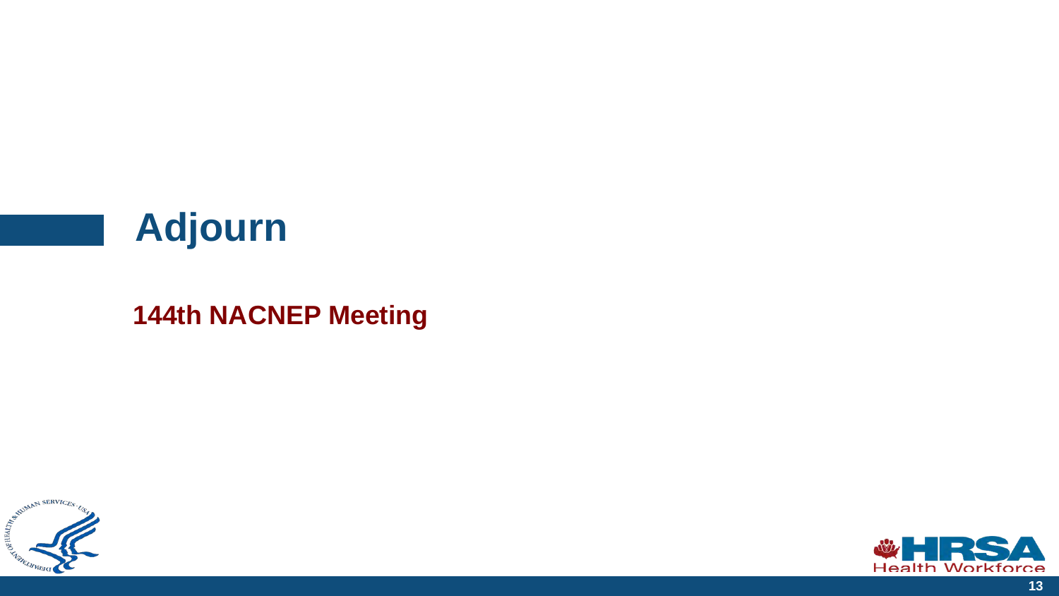# Adjourn

**144th NACNEP Meeting**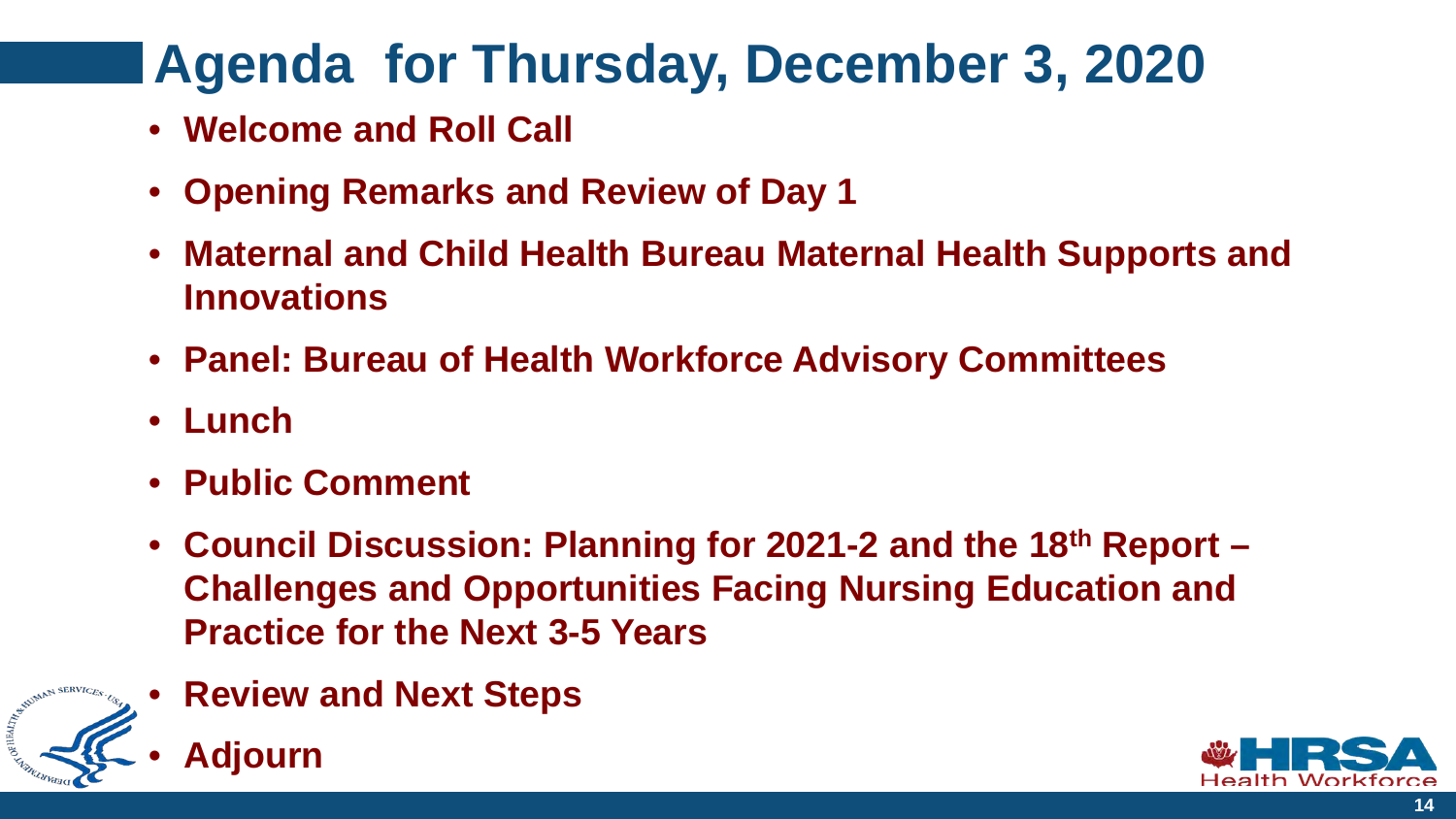# Agenda for Thursday, December 3, 2020

- **Welcome and Roll Call**
- **Opening Remarks and Review of Day 1**
- **Maternal and Child Health Bureau Maternal Health Supports and Innovations**
- **Panel: Bureau of Health Workforce Advisory Committees**
- **Lunch**
- **Public Comment**
- **Council Discussion: Planning for 2021-2 and the 18th Report – Challenges and Opportunities Facing Nursing Education and Practice for the Next 3-5 Years**
- **Review and Next Steps**
- **Adjourn**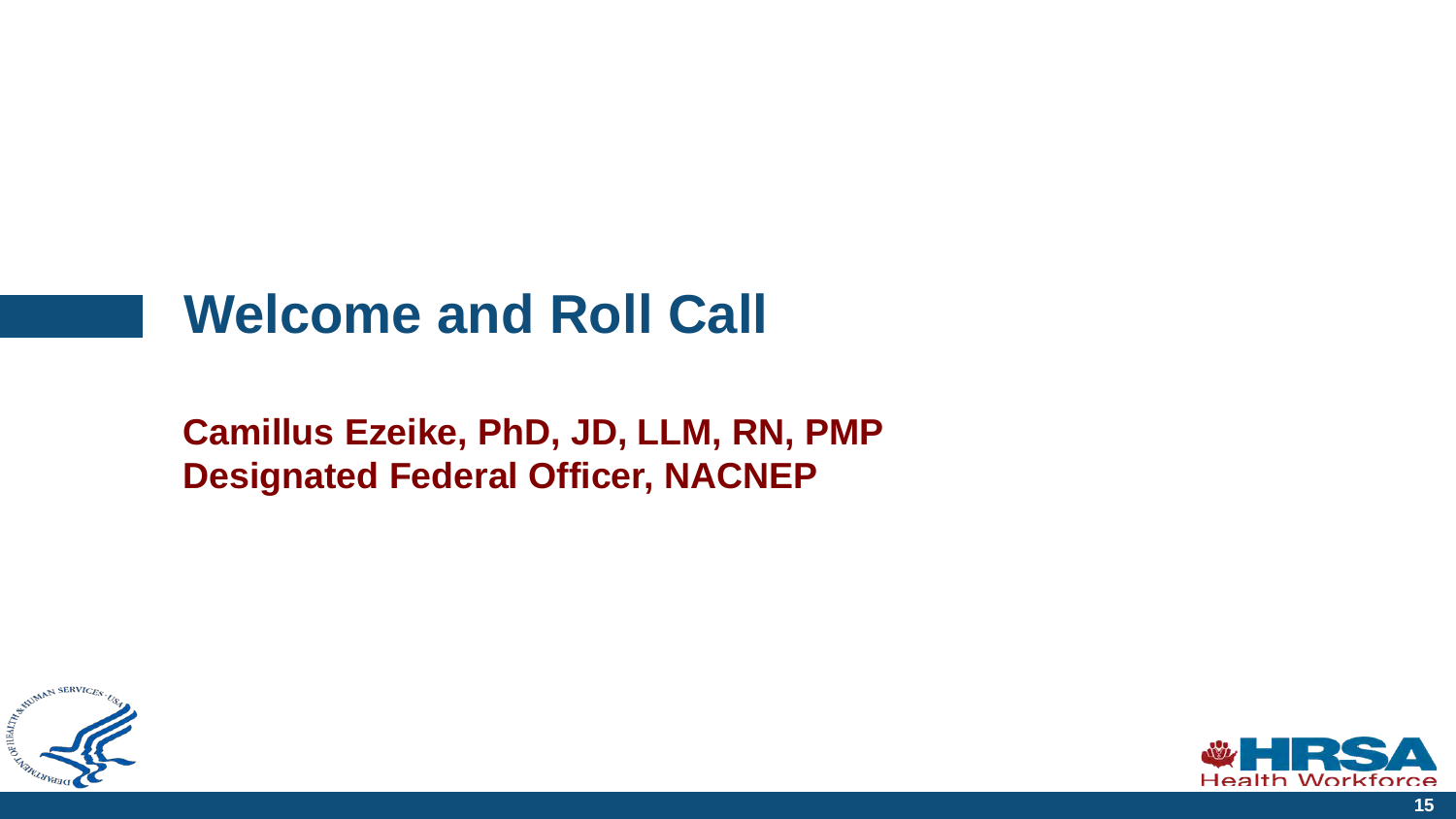# Welcome and Roll Call

**Camillus Ezeike, PhD, JD, LLM, RN, PMP**
**Designated Federal Officer, NACNEP**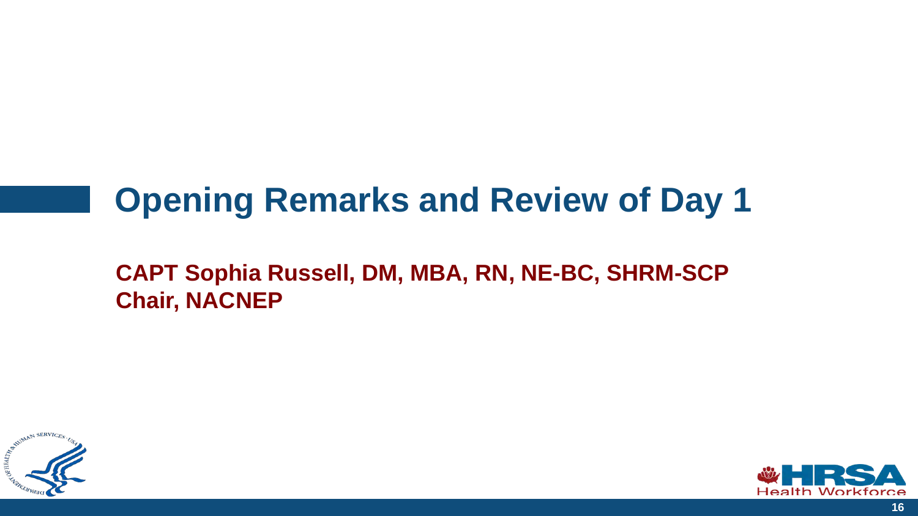# Opening Remarks and Review of Day 1

**CAPT Sophia Russell, DM, MBA, RN, NE-BC, SHRM-SCP**
**Chair, NACNEP**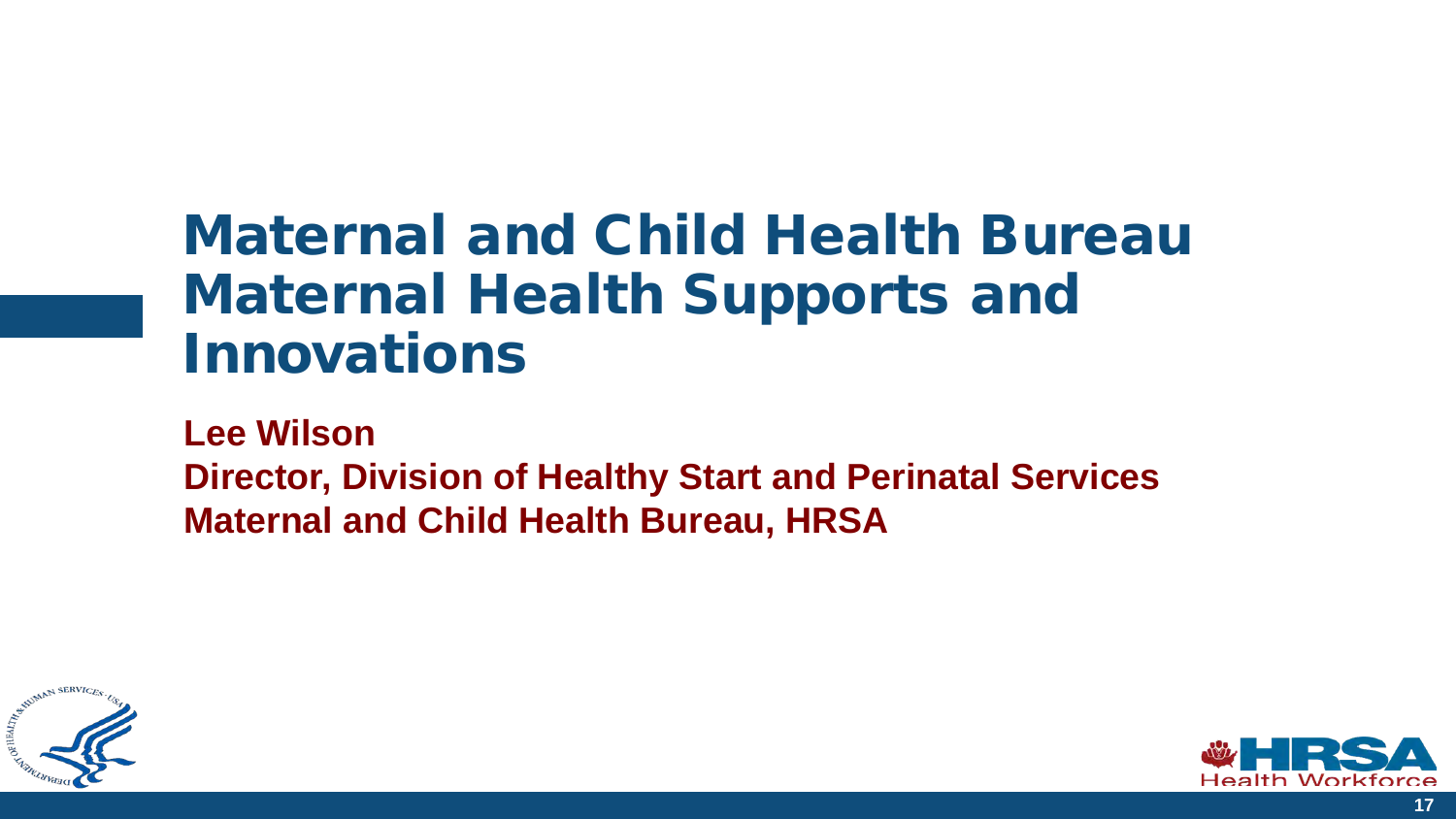# Maternal and Child Health Bureau Maternal Health Supports and Innovations

**Lee Wilson**
**Director, Division of Healthy Start and Perinatal Services**
**Maternal and Child Health Bureau, HRSA**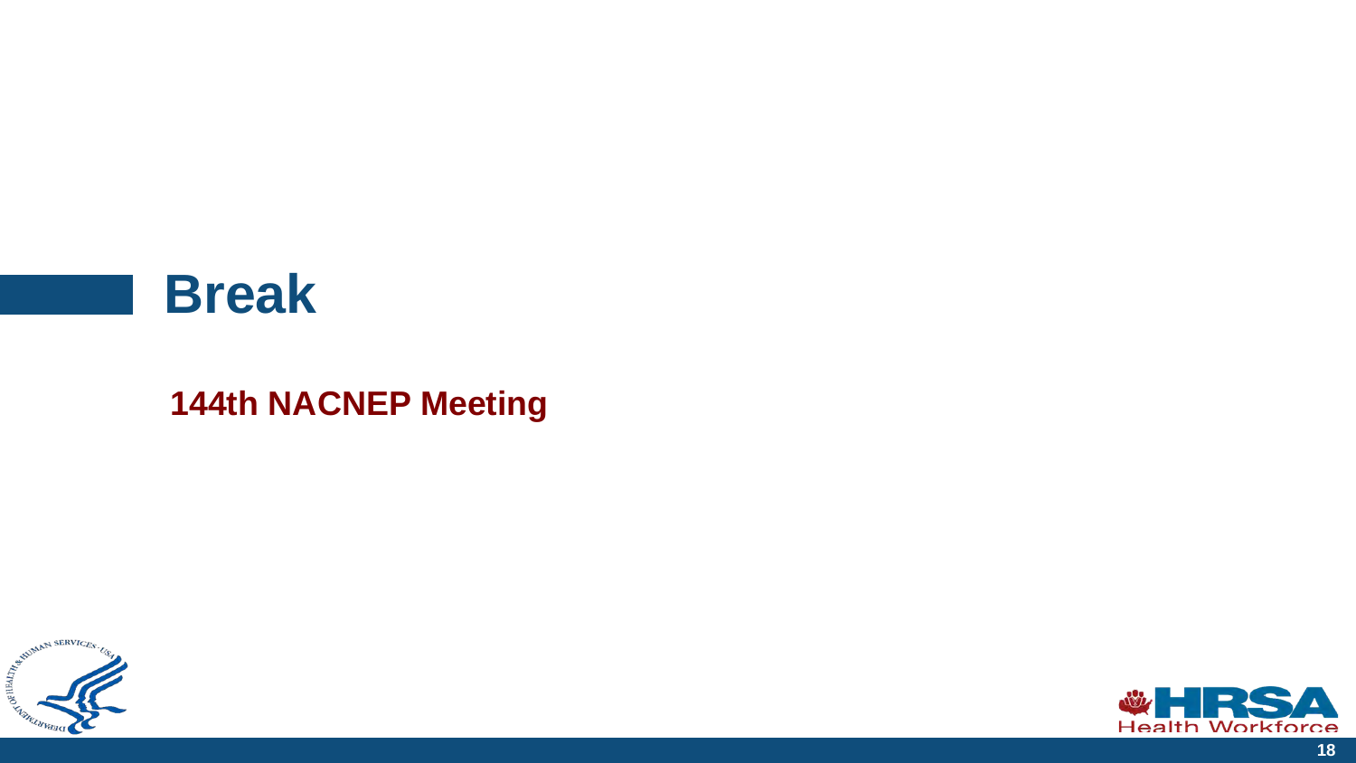# Break

**144th NACNEP Meeting**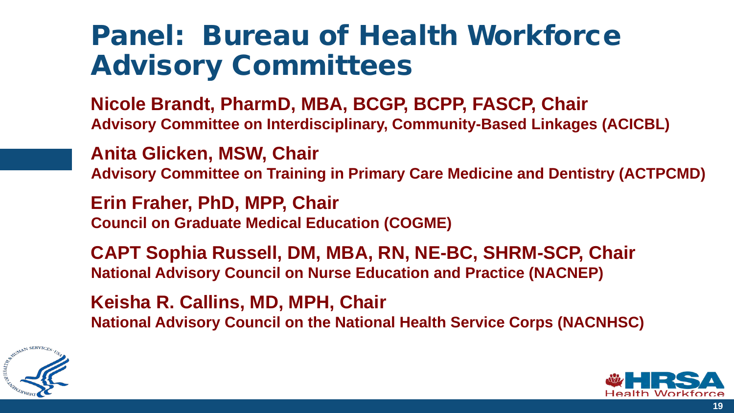# Panel: Bureau of Health Workforce Advisory Committees

**Nicole Brandt, PharmD, MBA, BCGP, BCPP, FASCP, Chair**
**Advisory Committee on Interdisciplinary, Community-Based Linkages (ACICBL)**

**Anita Glicken, MSW, Chair**
**Advisory Committee on Training in Primary Care Medicine and Dentistry (ACTPCMD)**

**Erin Fraher, PhD, MPP, Chair**
**Council on Graduate Medical Education (COGME)**

**CAPT Sophia Russell, DM, MBA, RN, NE-BC, SHRM-SCP, Chair**
**National Advisory Council on Nurse Education and Practice (NACNEP)**

**Keisha R. Callins, MD, MPH, Chair**
**National Advisory Council on the National Health Service Corps (NACNHSC)**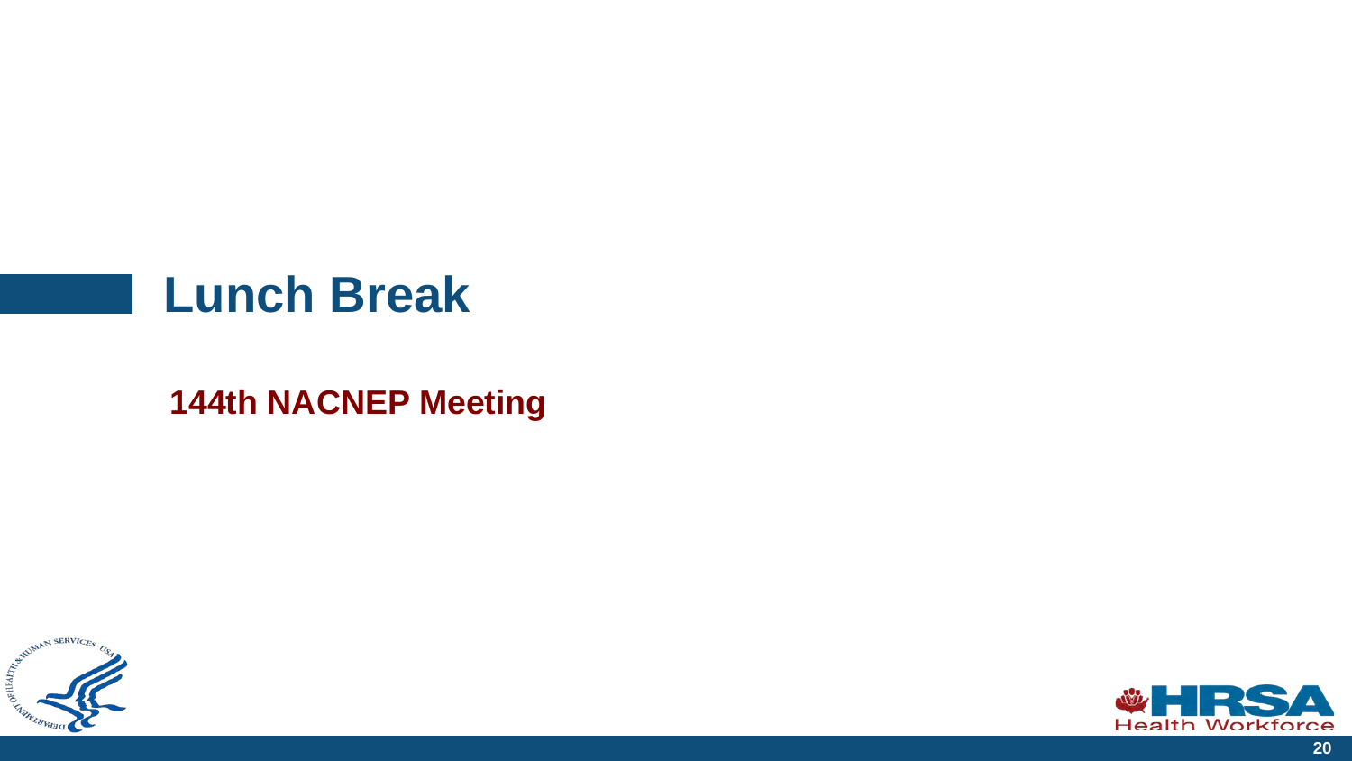# Lunch Break

**144th NACNEP Meeting**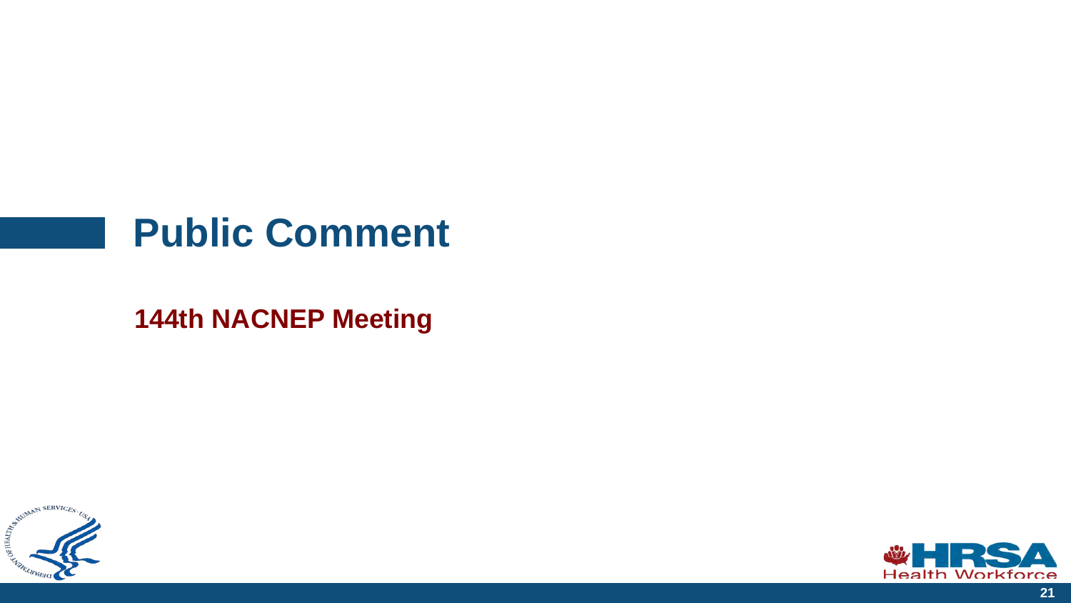# Public Comment

**144th NACNEP Meeting**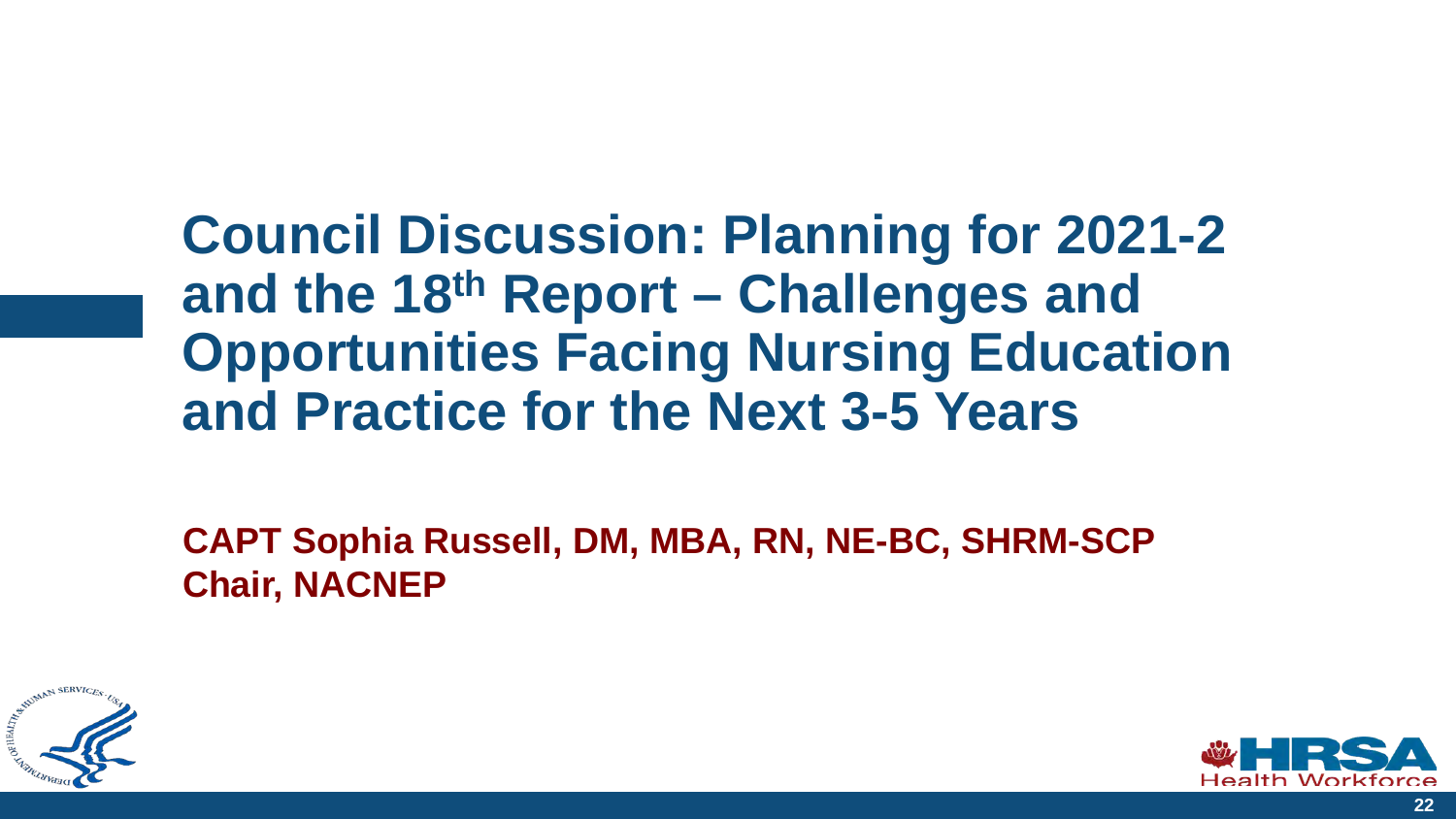# Council Discussion: Planning for 2021-2 and the 18th Report – Challenges and Opportunities Facing Nursing Education and Practice for the Next 3-5 Years

**CAPT Sophia Russell, DM, MBA, RN, NE-BC, SHRM-SCP**
**Chair, NACNEP**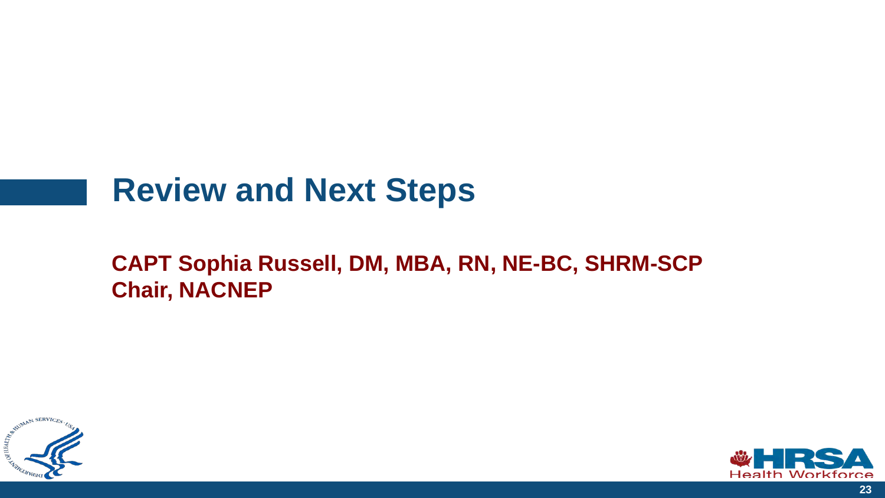# Review and Next Steps

**CAPT Sophia Russell, DM, MBA, RN, NE-BC, SHRM-SCP**
**Chair, NACNEP**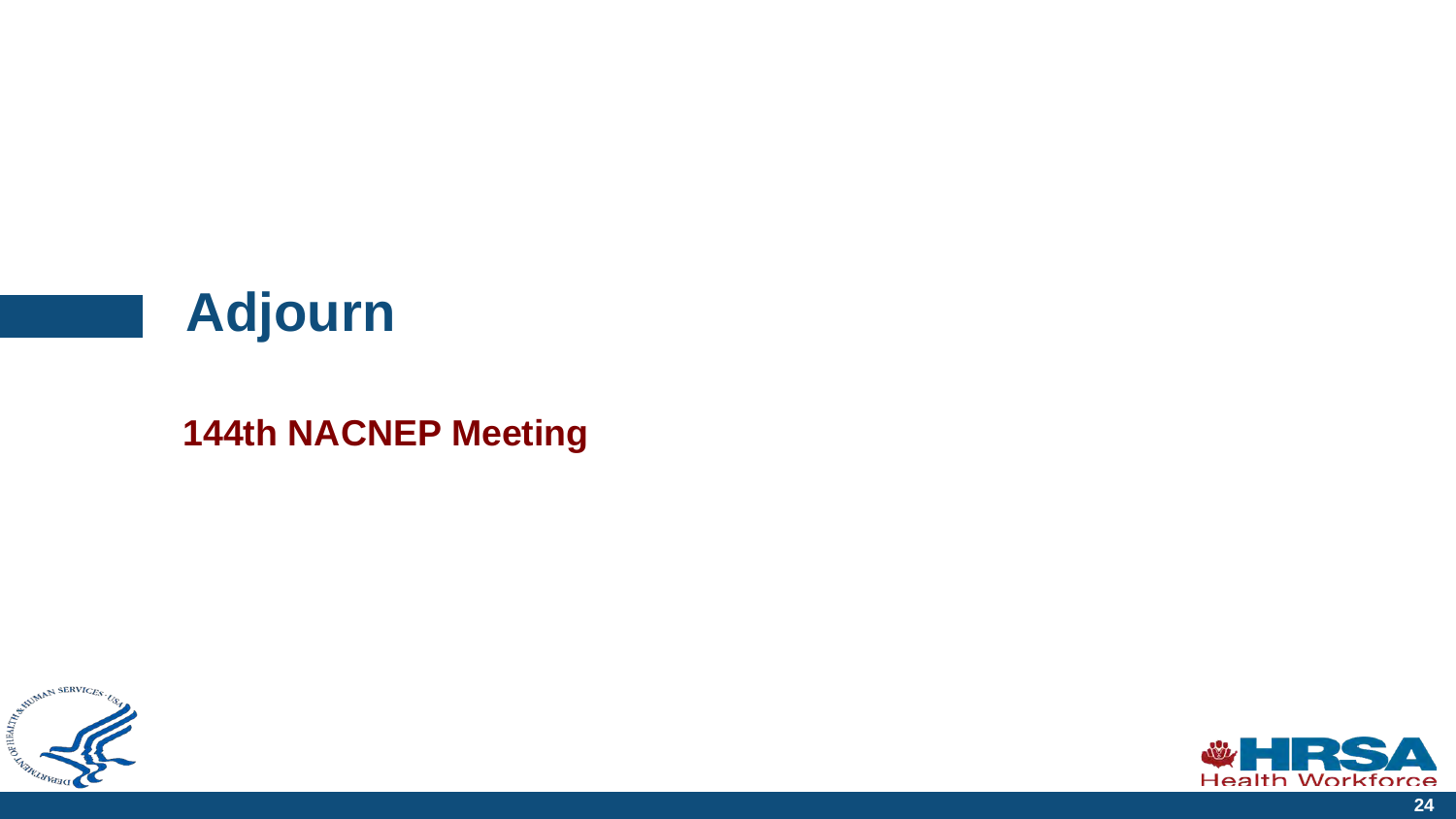# Adjourn

**144th NACNEP Meeting**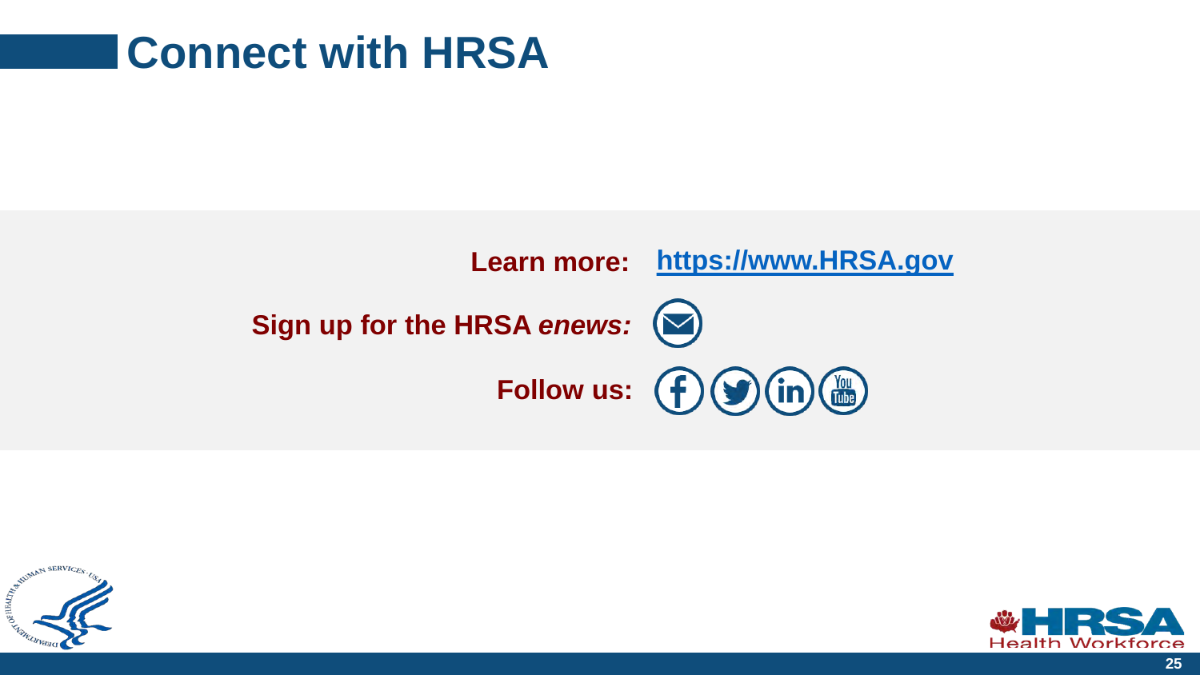# Connect with HRSA

**Learn more:** **https://www.HRSA.gov**

**Sign up for the HRSA *enews:***

**Follow us:**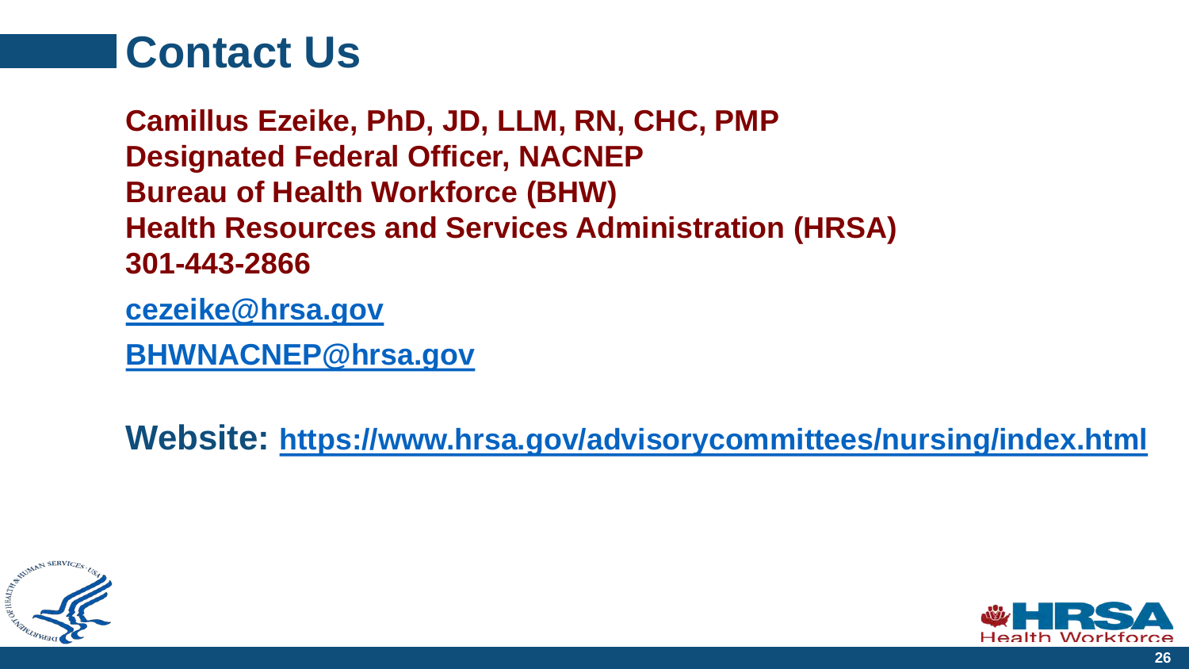# Contact Us

**Camillus Ezeike, PhD, JD, LLM, RN, CHC, PMP**
**Designated Federal Officer, NACNEP**
**Bureau of Health Workforce (BHW)**
**Health Resources and Services Administration (HRSA)**
**301-443-2866**

**cezeike@hrsa.gov**

**BHWNACNEP@hrsa.gov**

**Website:** **https://www.hrsa.gov/advisorycommittees/nursing/index.html**